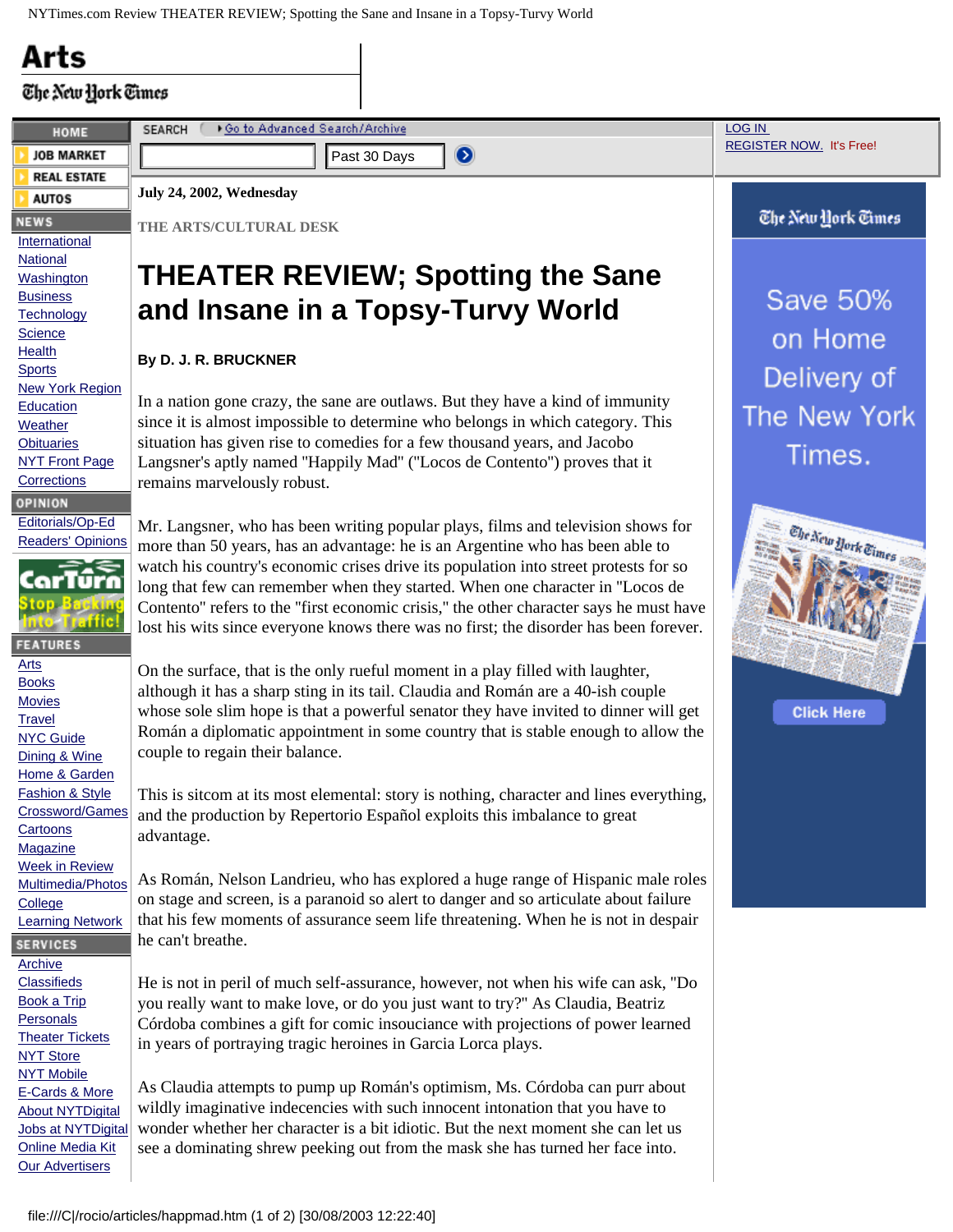July 24, 2002, Wednesday

THE ARTS/CULTURAL DESK

# THEATER REVIEW; Spotting the Sane and Insane in a Topsy-Turvy World

**By D. J. R. BRUCKNER**

In a nation gone crazy, the sane are outlaws. But they have a kind of immunity since it is almost impossible to determine who belongs in which category. This situation has given rise to comedies for a few thousand years, and Jacobo Langsner's aptly named "Happily Mad" ("Locos de Contento") proves that it remains marvelously robust.

Mr. Langsner, who has been writing popular plays, films and television shows for more than 50 years, has an advantage: he is an Argentine who has been able to watch his country's economic crises drive its population into street protests for so long that few can remember when they started. When one character in "Locos de Contento" refers to the "first economic crisis," the other character says he must have lost his wits since everyone knows there was no first; the disorder has been forever.

On the surface, that is the only rueful moment in a play filled with laughter, although it has a sharp sting in its tail. Claudia and Román are a 40-ish couple whose sole slim hope is that a powerful senator they have invited to dinner will get Román a diplomatic appointment in some country that is stable enough to allow the couple to regain their balance.

This is sitcom at its most elemental: story is nothing, character and lines everything, and the production by Repertorio Español exploits this imbalance to great advantage.

As Román, Nelson Landrieu, who has explored a huge range of Hispanic male roles on stage and screen, is a paranoid so alert to danger and so articulate about failure that his few moments of assurance seem life threatening. When he is not in despair he can't breathe.

He is not in peril of much self-assurance, however, not when his wife can ask, "Do you really want to make love, or do you just want to try?" As Claudia, Beatriz Córdoba combines a gift for comic insouciance with projections of power learned in years of portraying tragic heroines in Garcia Lorca plays.

As Claudia attempts to pump up Román's optimism, Ms. Córdoba can purr about wildly imaginative indecencies with such innocent intonation that you have to wonder whether her character is a bit idiotic. But the next moment she can let us see a dominating shrew peeking out from the mask she has turned her face into.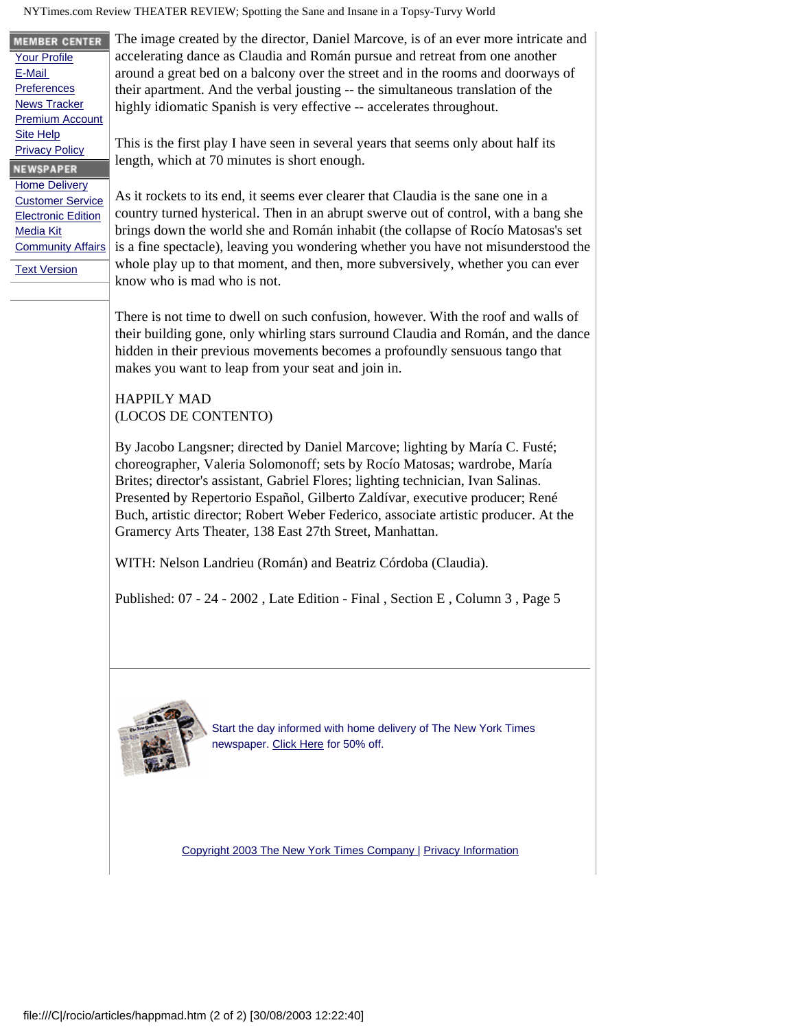The image created by the director, Daniel Marcove, is of an ever more intricate and accelerating dance as Claudia and Román pursue and retreat from one another around a great bed on a balcony over the street and in the rooms and doorways of their apartment. And the verbal jousting -- the simultaneous translation of the highly idiomatic Spanish is very effective -- accelerates throughout.

This is the first play I have seen in several years that seems only about half its length, which at 70 minutes is short enough.

As it rockets to its end, it seems ever clearer that Claudia is the sane one in a country turned hysterical. Then in an abrupt swerve out of control, with a bang she brings down the world she and Román inhabit (the collapse of Rocío Matosas's set is a fine spectacle), leaving you wondering whether you have not misunderstood the whole play up to that moment, and then, more subversively, whether you can ever know who is mad who is not.

There is not time to dwell on such confusion, however. With the roof and walls of their building gone, only whirling stars surround Claudia and Román, and the dance hidden in their previous movements becomes a profoundly sensuous tango that makes you want to leap from your seat and join in.

HAPPILY MAD
(LOCOS DE CONTENTO)

By Jacobo Langsner; directed by Daniel Marcove; lighting by María C. Fusté; choreographer, Valeria Solomonoff; sets by Rocío Matosas; wardrobe, María Brites; director's assistant, Gabriel Flores; lighting technician, Ivan Salinas. Presented by Repertorio Español, Gilberto Zaldívar, executive producer; René Buch, artistic director; Robert Weber Federico, associate artistic producer. At the Gramercy Arts Theater, 138 East 27th Street, Manhattan.

WITH: Nelson Landrieu (Román) and Beatriz Córdoba (Claudia).

Published: 07 - 24 - 2002 , Late Edition - Final , Section E , Column 3 , Page 5